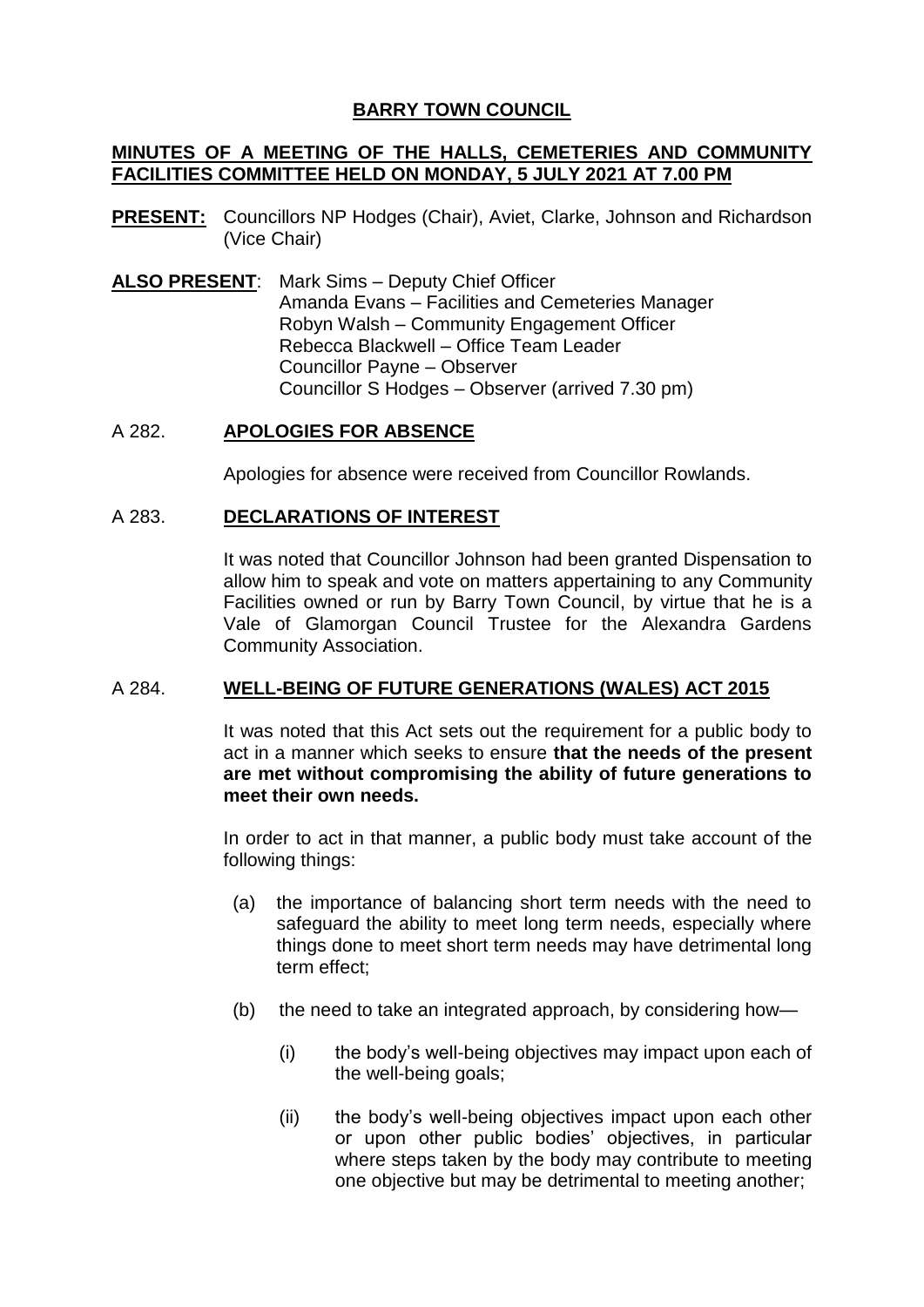# BARRY TOWN COUNCIL

## MINUTES OF A MEETING OF THE HALLS, CEMETERIES AND COMMUNITY FACILITIES COMMITTEE HELD ON MONDAY, 5 JULY 2021 AT 7.00 PM

**PRESENT:** Councillors NP Hodges (Chair), Aviet, Clarke, Johnson and Richardson (Vice Chair)

**ALSO PRESENT**: Mark Sims – Deputy Chief Officer
Amanda Evans – Facilities and Cemeteries Manager
Robyn Walsh – Community Engagement Officer
Rebecca Blackwell – Office Team Leader
Councillor Payne – Observer
Councillor S Hodges – Observer (arrived 7.30 pm)

### A 282. APOLOGIES FOR ABSENCE

Apologies for absence were received from Councillor Rowlands.

### A 283. DECLARATIONS OF INTEREST

It was noted that Councillor Johnson had been granted Dispensation to allow him to speak and vote on matters appertaining to any Community Facilities owned or run by Barry Town Council, by virtue that he is a Vale of Glamorgan Council Trustee for the Alexandra Gardens Community Association.

### A 284. WELL-BEING OF FUTURE GENERATIONS (WALES) ACT 2015

It was noted that this Act sets out the requirement for a public body to act in a manner which seeks to ensure **that the needs of the present are met without compromising the ability of future generations to meet their own needs.**

In order to act in that manner, a public body must take account of the following things:

(a) the importance of balancing short term needs with the need to safeguard the ability to meet long term needs, especially where things done to meet short term needs may have detrimental long term effect;

(b) the need to take an integrated approach, by considering how—

(i) the body's well-being objectives may impact upon each of the well-being goals;

(ii) the body's well-being objectives impact upon each other or upon other public bodies' objectives, in particular where steps taken by the body may contribute to meeting one objective but may be detrimental to meeting another;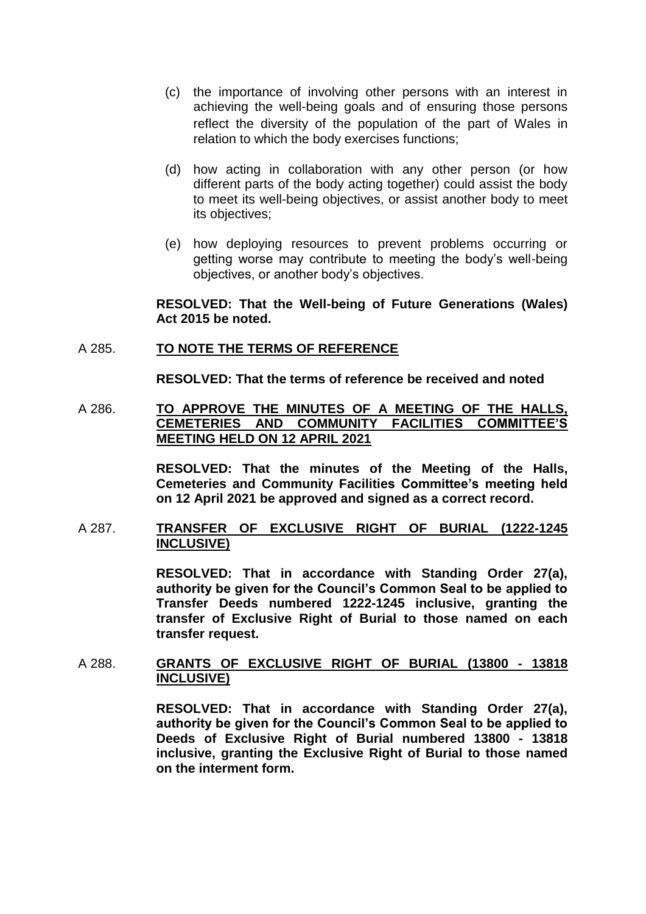(c) the importance of involving other persons with an interest in achieving the well-being goals and of ensuring those persons reflect the diversity of the population of the part of Wales in relation to which the body exercises functions;

(d) how acting in collaboration with any other person (or how different parts of the body acting together) could assist the body to meet its well-being objectives, or assist another body to meet its objectives;

(e) how deploying resources to prevent problems occurring or getting worse may contribute to meeting the body's well-being objectives, or another body's objectives.

**RESOLVED: That the Well-being of Future Generations (Wales) Act 2015 be noted.**

A 285. **TO NOTE THE TERMS OF REFERENCE**

**RESOLVED: That the terms of reference be received and noted**

A 286. **TO APPROVE THE MINUTES OF A MEETING OF THE HALLS, CEMETERIES AND COMMUNITY FACILITIES COMMITTEE'S MEETING HELD ON 12 APRIL 2021**

**RESOLVED: That the minutes of the Meeting of the Halls, Cemeteries and Community Facilities Committee's meeting held on 12 April 2021 be approved and signed as a correct record.**

A 287. **TRANSFER OF EXCLUSIVE RIGHT OF BURIAL (1222-1245 INCLUSIVE)**

**RESOLVED: That in accordance with Standing Order 27(a), authority be given for the Council's Common Seal to be applied to Transfer Deeds numbered 1222-1245 inclusive, granting the transfer of Exclusive Right of Burial to those named on each transfer request.**

A 288. **GRANTS OF EXCLUSIVE RIGHT OF BURIAL (13800 - 13818 INCLUSIVE)**

**RESOLVED: That in accordance with Standing Order 27(a), authority be given for the Council's Common Seal to be applied to Deeds of Exclusive Right of Burial numbered 13800 - 13818 inclusive, granting the Exclusive Right of Burial to those named on the interment form.**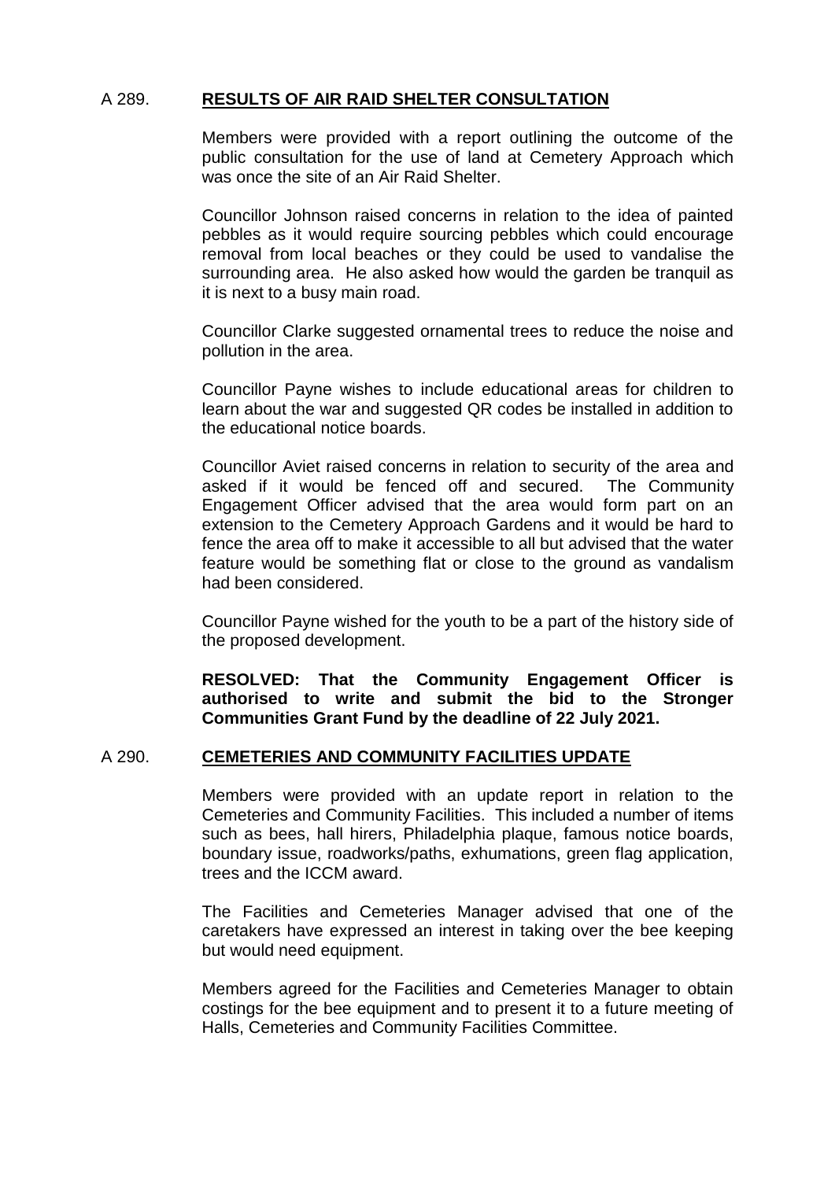## A 289. **RESULTS OF AIR RAID SHELTER CONSULTATION**

Members were provided with a report outlining the outcome of the public consultation for the use of land at Cemetery Approach which was once the site of an Air Raid Shelter.

Councillor Johnson raised concerns in relation to the idea of painted pebbles as it would require sourcing pebbles which could encourage removal from local beaches or they could be used to vandalise the surrounding area. He also asked how would the garden be tranquil as it is next to a busy main road.

Councillor Clarke suggested ornamental trees to reduce the noise and pollution in the area.

Councillor Payne wishes to include educational areas for children to learn about the war and suggested QR codes be installed in addition to the educational notice boards.

Councillor Aviet raised concerns in relation to security of the area and asked if it would be fenced off and secured. The Community Engagement Officer advised that the area would form part on an extension to the Cemetery Approach Gardens and it would be hard to fence the area off to make it accessible to all but advised that the water feature would be something flat or close to the ground as vandalism had been considered.

Councillor Payne wished for the youth to be a part of the history side of the proposed development.

**RESOLVED: That the Community Engagement Officer is authorised to write and submit the bid to the Stronger Communities Grant Fund by the deadline of 22 July 2021.**

## A 290. **CEMETERIES AND COMMUNITY FACILITIES UPDATE**

Members were provided with an update report in relation to the Cemeteries and Community Facilities. This included a number of items such as bees, hall hirers, Philadelphia plaque, famous notice boards, boundary issue, roadworks/paths, exhumations, green flag application, trees and the ICCM award.

The Facilities and Cemeteries Manager advised that one of the caretakers have expressed an interest in taking over the bee keeping but would need equipment.

Members agreed for the Facilities and Cemeteries Manager to obtain costings for the bee equipment and to present it to a future meeting of Halls, Cemeteries and Community Facilities Committee.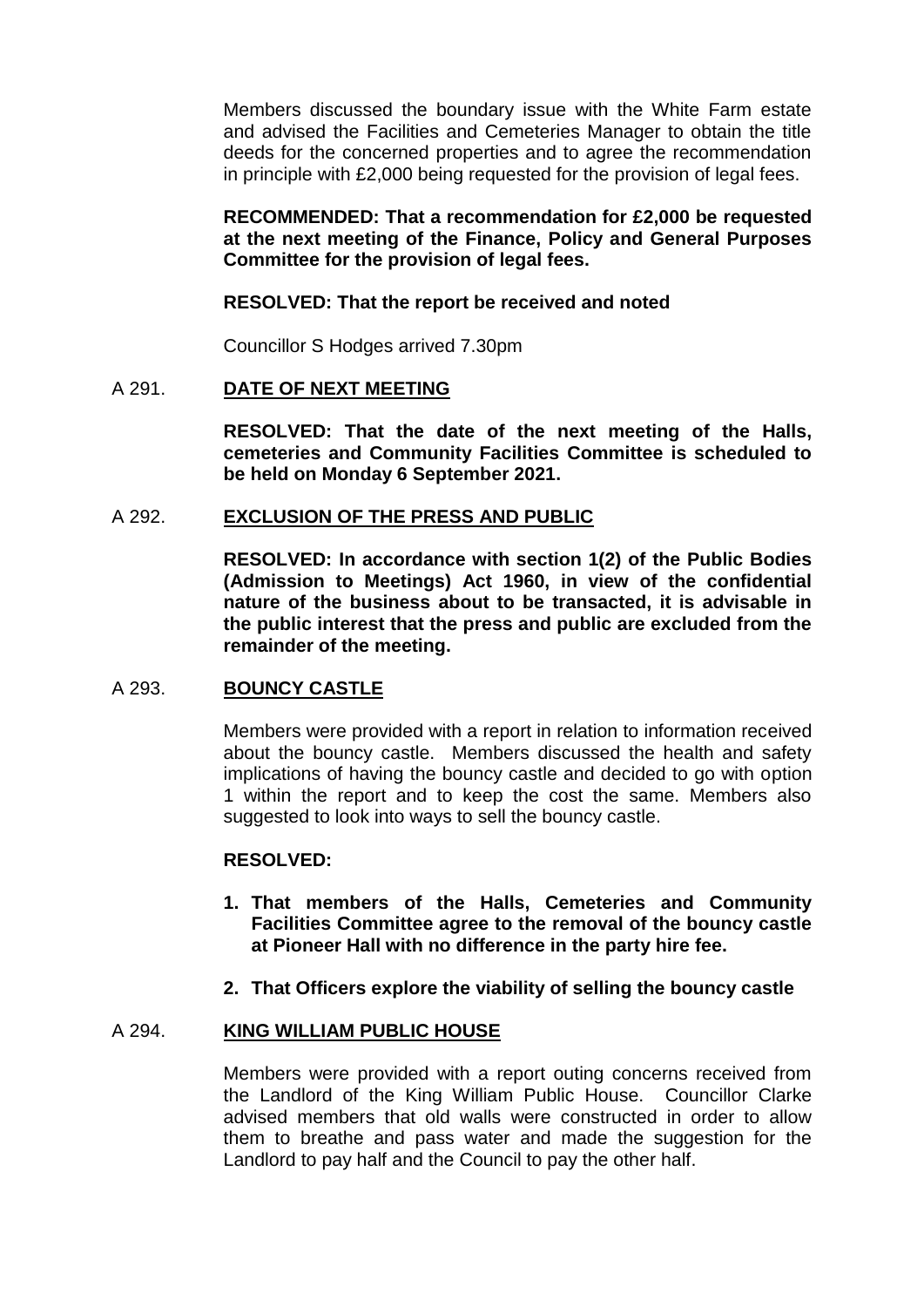Members discussed the boundary issue with the White Farm estate and advised the Facilities and Cemeteries Manager to obtain the title deeds for the concerned properties and to agree the recommendation in principle with £2,000 being requested for the provision of legal fees.

**RECOMMENDED: That a recommendation for £2,000 be requested at the next meeting of the Finance, Policy and General Purposes Committee for the provision of legal fees.**

**RESOLVED: That the report be received and noted**

Councillor S Hodges arrived 7.30pm

A 291. **DATE OF NEXT MEETING**

**RESOLVED: That the date of the next meeting of the Halls, cemeteries and Community Facilities Committee is scheduled to be held on Monday 6 September 2021.**

A 292. **EXCLUSION OF THE PRESS AND PUBLIC**

**RESOLVED: In accordance with section 1(2) of the Public Bodies (Admission to Meetings) Act 1960, in view of the confidential nature of the business about to be transacted, it is advisable in the public interest that the press and public are excluded from the remainder of the meeting.**

A 293. **BOUNCY CASTLE**

Members were provided with a report in relation to information received about the bouncy castle. Members discussed the health and safety implications of having the bouncy castle and decided to go with option 1 within the report and to keep the cost the same. Members also suggested to look into ways to sell the bouncy castle.

**RESOLVED:**

1. **That members of the Halls, Cemeteries and Community Facilities Committee agree to the removal of the bouncy castle at Pioneer Hall with no difference in the party hire fee.**
2. **That Officers explore the viability of selling the bouncy castle**

A 294. **KING WILLIAM PUBLIC HOUSE**

Members were provided with a report outing concerns received from the Landlord of the King William Public House. Councillor Clarke advised members that old walls were constructed in order to allow them to breathe and pass water and made the suggestion for the Landlord to pay half and the Council to pay the other half.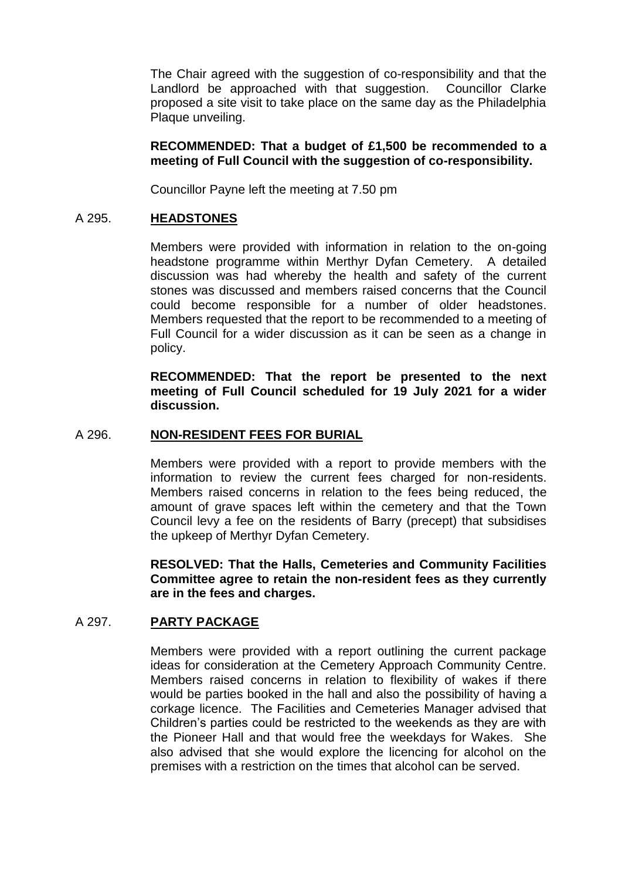The Chair agreed with the suggestion of co-responsibility and that the Landlord be approached with that suggestion. Councillor Clarke proposed a site visit to take place on the same day as the Philadelphia Plaque unveiling.

**RECOMMENDED: That a budget of £1,500 be recommended to a meeting of Full Council with the suggestion of co-responsibility.**

Councillor Payne left the meeting at 7.50 pm

## A 295. HEADSTONES

Members were provided with information in relation to the on-going headstone programme within Merthyr Dyfan Cemetery. A detailed discussion was had whereby the health and safety of the current stones was discussed and members raised concerns that the Council could become responsible for a number of older headstones. Members requested that the report to be recommended to a meeting of Full Council for a wider discussion as it can be seen as a change in policy.

**RECOMMENDED: That the report be presented to the next meeting of Full Council scheduled for 19 July 2021 for a wider discussion.**

## A 296. NON-RESIDENT FEES FOR BURIAL

Members were provided with a report to provide members with the information to review the current fees charged for non-residents. Members raised concerns in relation to the fees being reduced, the amount of grave spaces left within the cemetery and that the Town Council levy a fee on the residents of Barry (precept) that subsidises the upkeep of Merthyr Dyfan Cemetery.

**RESOLVED: That the Halls, Cemeteries and Community Facilities Committee agree to retain the non-resident fees as they currently are in the fees and charges.**

## A 297. PARTY PACKAGE

Members were provided with a report outlining the current package ideas for consideration at the Cemetery Approach Community Centre. Members raised concerns in relation to flexibility of wakes if there would be parties booked in the hall and also the possibility of having a corkage licence. The Facilities and Cemeteries Manager advised that Children's parties could be restricted to the weekends as they are with the Pioneer Hall and that would free the weekdays for Wakes. She also advised that she would explore the licencing for alcohol on the premises with a restriction on the times that alcohol can be served.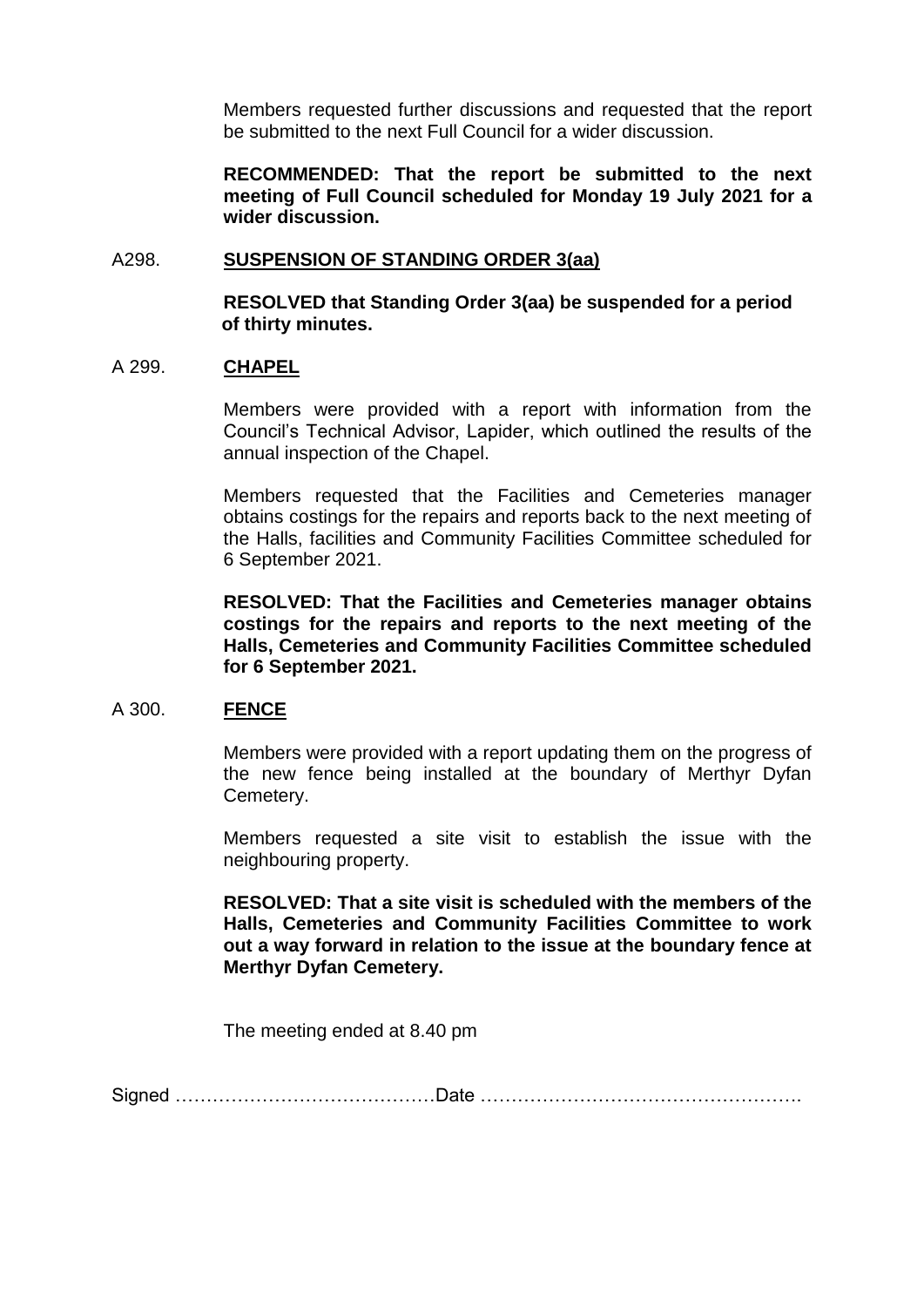Members requested further discussions and requested that the report be submitted to the next Full Council for a wider discussion.

**RECOMMENDED: That the report be submitted to the next meeting of Full Council scheduled for Monday 19 July 2021 for a wider discussion.**

A298. **SUSPENSION OF STANDING ORDER 3(aa)**

**RESOLVED that Standing Order 3(aa) be suspended for a period of thirty minutes.**

A 299. **CHAPEL**

Members were provided with a report with information from the Council's Technical Advisor, Lapider, which outlined the results of the annual inspection of the Chapel.

Members requested that the Facilities and Cemeteries manager obtains costings for the repairs and reports back to the next meeting of the Halls, facilities and Community Facilities Committee scheduled for 6 September 2021.

**RESOLVED: That the Facilities and Cemeteries manager obtains costings for the repairs and reports to the next meeting of the Halls, Cemeteries and Community Facilities Committee scheduled for 6 September 2021.**

A 300. **FENCE**

Members were provided with a report updating them on the progress of the new fence being installed at the boundary of Merthyr Dyfan Cemetery.

Members requested a site visit to establish the issue with the neighbouring property.

**RESOLVED: That a site visit is scheduled with the members of the Halls, Cemeteries and Community Facilities Committee to work out a way forward in relation to the issue at the boundary fence at Merthyr Dyfan Cemetery.**

The meeting ended at 8.40 pm

Signed ……………………………………Date …………………………………………….